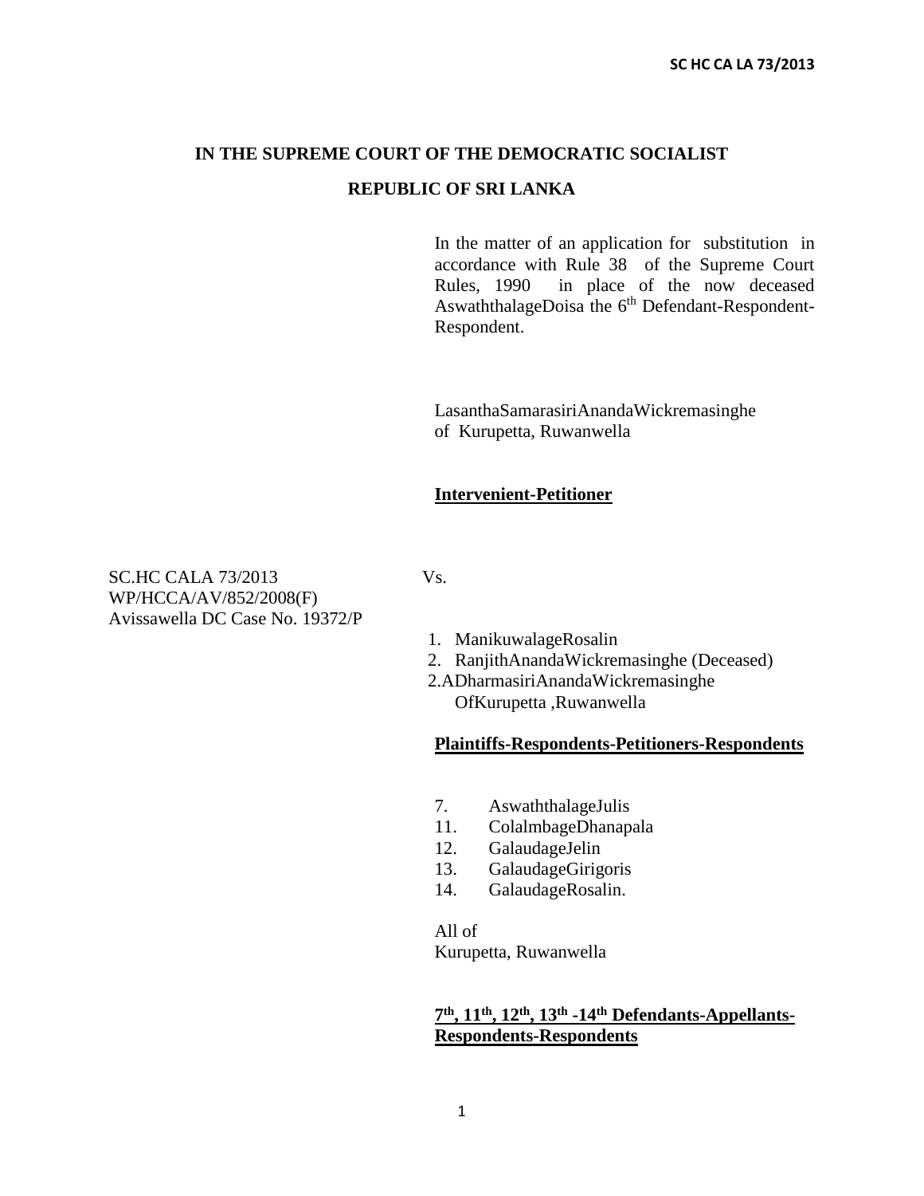**IN THE SUPREME COURT OF THE DEMOCRATIC SOCIALIST**

**REPUBLIC OF SRI LANKA**

In the matter of an application for substitution in accordance with Rule 38 of the Supreme Court Rules, 1990 in place of the now deceased AswaththalageDoisa the 6th Defendant-Respondent-Respondent.

LasanthaSamarasiriAnandaWickremasinghe of Kurupetta, Ruwanwella

**Intervenient-Petitioner**

SC.HC CALA 73/2013
WP/HCCA/AV/852/2008(F)
Avissawella DC Case No. 19372/P

Vs.

1. ManikuwalageRosalin
2. RanjithAnandaWickremasinghe (Deceased)

2.ADharmasiriAnandaWickremasinghe
OfKurupetta ,Ruwanwella

**Plaintiffs-Respondents-Petitioners-Respondents**

7. AswaththalageJulis
11. ColalmbageDhanapala
12. GalaudageJelin
13. GalaudageGirigoris
14. GalaudageRosalin.

All of
Kurupetta, Ruwanwella

**7th, 11th, 12th, 13th -14th Defendants-Appellants-Respondents-Respondents**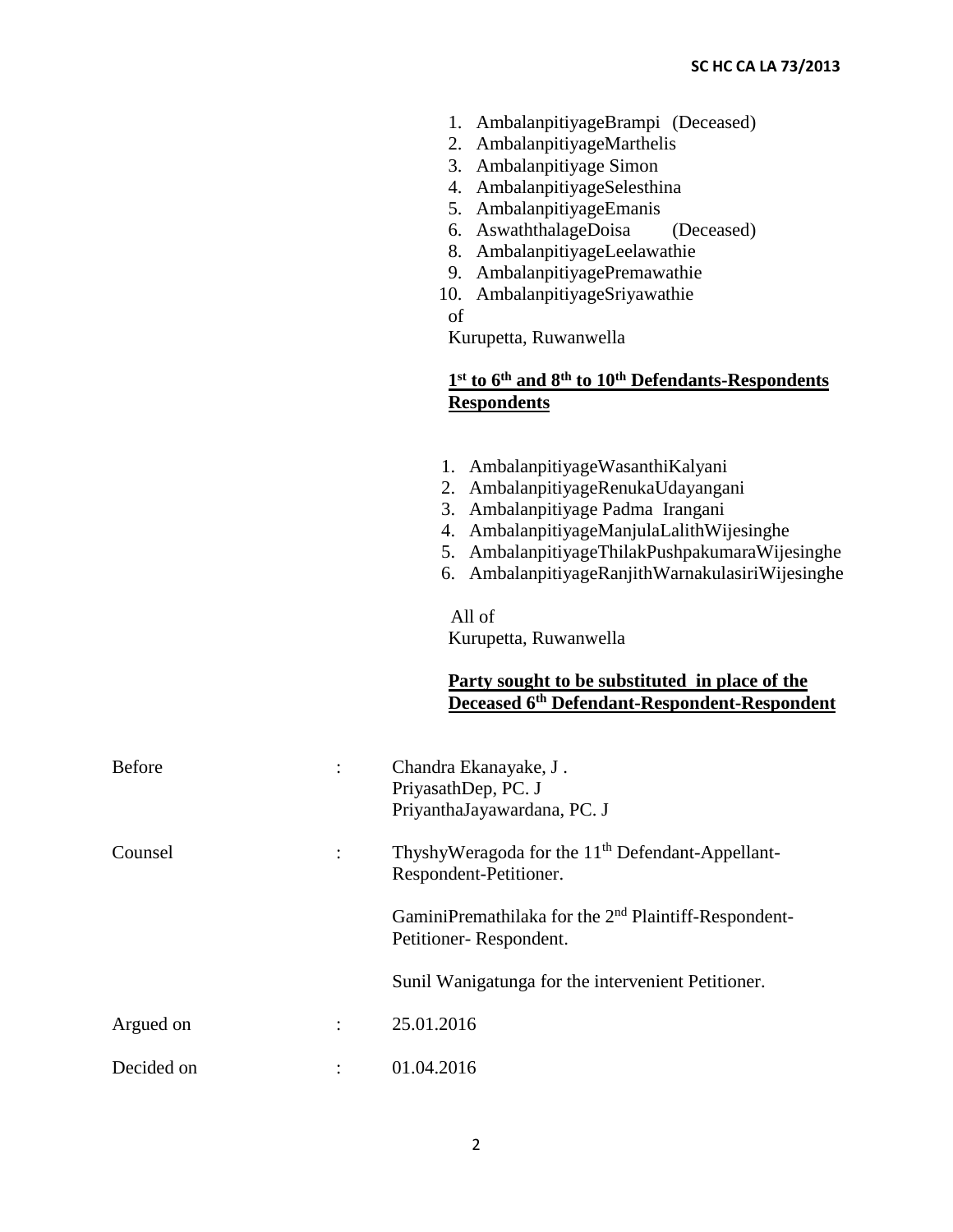1. AmbalanpitiyageBrampi (Deceased)
2. AmbalanpitiyageMarthelis
3. Ambalanpitiyage Simon
4. AmbalanpitiyageSelesthina
5. AmbalanpitiyageEmanis
6. AswaththalageDoisa (Deceased)
8. AmbalanpitiyageLeelawathie
9. AmbalanpitiyagePremawathie
10. AmbalanpitiyageSriyawathie

of
Kurupetta, Ruwanwella

**1st to 6th and 8th to 10th Defendants-Respondents Respondents**

1. AmbalanpitiyageWasanthiKalyani
2. AmbalanpitiyageRenukaUdayangani
3. Ambalanpitiyage Padma Irangani
4. AmbalanpitiyageManjulaLalithWijesinghe
5. AmbalanpitiyageThilakPushpakumaraWijesinghe
6. AmbalanpitiyageRanjithWarnakulasiriWijesinghe

All of
Kurupetta, Ruwanwella

**Party sought to be substituted in place of the Deceased 6th Defendant-Respondent-Respondent**

Before : Chandra Ekanayake, J .
PriyasathDep, PC. J
PriyanthaJayawardana, PC. J

Counsel : ThyshyWeragoda for the 11th Defendant-Appellant-Respondent-Petitioner.

GaminiPremathilaka for the 2nd Plaintiff-Respondent-Petitioner- Respondent.

Sunil Wanigatunga for the intervenient Petitioner.

Argued on : 25.01.2016

Decided on : 01.04.2016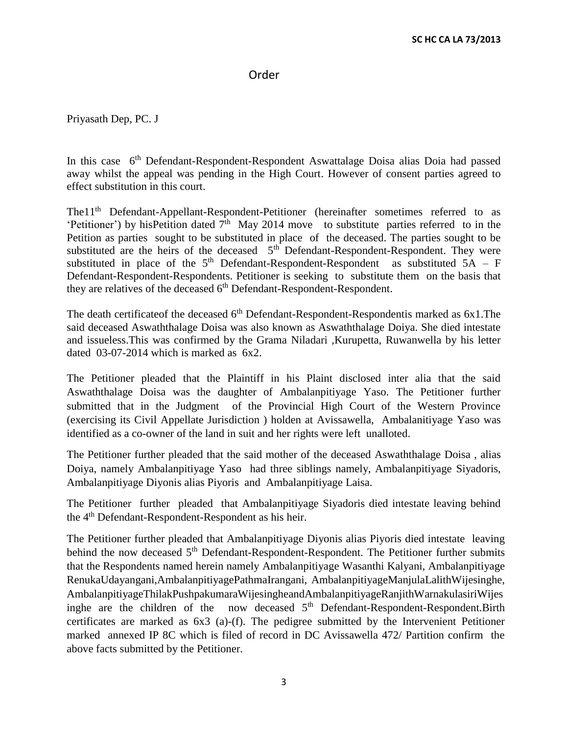# Order

Priyasath Dep, PC. J

In this case 6th Defendant-Respondent-Respondent Aswattalage Doisa alias Doia had passed away whilst the appeal was pending in the High Court. However of consent parties agreed to effect substitution in this court.

The11th Defendant-Appellant-Respondent-Petitioner (hereinafter sometimes referred to as 'Petitioner') by hisPetition dated 7th May 2014 move to substitute parties referred to in the Petition as parties sought to be substituted in place of the deceased. The parties sought to be substituted are the heirs of the deceased 5th Defendant-Respondent-Respondent. They were substituted in place of the 5th Defendant-Respondent-Respondent as substituted 5A – F Defendant-Respondent-Respondents. Petitioner is seeking to substitute them on the basis that they are relatives of the deceased 6th Defendant-Respondent-Respondent.

The death certificateof the deceased 6th Defendant-Respondent-Respondentis marked as 6x1.The said deceased Aswaththalage Doisa was also known as Aswaththalage Doiya. She died intestate and issueless.This was confirmed by the Grama Niladari ,Kurupetta, Ruwanwella by his letter dated 03-07-2014 which is marked as 6x2.

The Petitioner pleaded that the Plaintiff in his Plaint disclosed inter alia that the said Aswaththalage Doisa was the daughter of Ambalanpitiyage Yaso. The Petitioner further submitted that in the Judgment of the Provincial High Court of the Western Province (exercising its Civil Appellate Jurisdiction ) holden at Avissawella, Ambalanitiyage Yaso was identified as a co-owner of the land in suit and her rights were left unalloted.

The Petitioner further pleaded that the said mother of the deceased Aswaththalage Doisa , alias Doiya, namely Ambalanpitiyage Yaso had three siblings namely, Ambalanpitiyage Siyadoris, Ambalanpitiyage Diyonis alias Piyoris and Ambalanpitiyage Laisa.

The Petitioner further pleaded that Ambalanpitiyage Siyadoris died intestate leaving behind the 4th Defendant-Respondent-Respondent as his heir.

The Petitioner further pleaded that Ambalanpitiyage Diyonis alias Piyoris died intestate leaving behind the now deceased 5th Defendant-Respondent-Respondent. The Petitioner further submits that the Respondents named herein namely Ambalanpitiyage Wasanthi Kalyani, Ambalanpitiyage RenukaUdayangani,AmbalanpitiyagePathmaIrangani, AmbalanpitiyageManjulaLalithWijesinghe, AmbalanpitiyageThilakPushpakumaraWijesingheandAmbalanpitiyageRanjithWarnakulasiriWijesinghe are the children of the now deceased 5th Defendant-Respondent-Respondent.Birth certificates are marked as 6x3 (a)-(f). The pedigree submitted by the Intervenient Petitioner marked annexed IP 8C which is filed of record in DC Avissawella 472/ Partition confirm the above facts submitted by the Petitioner.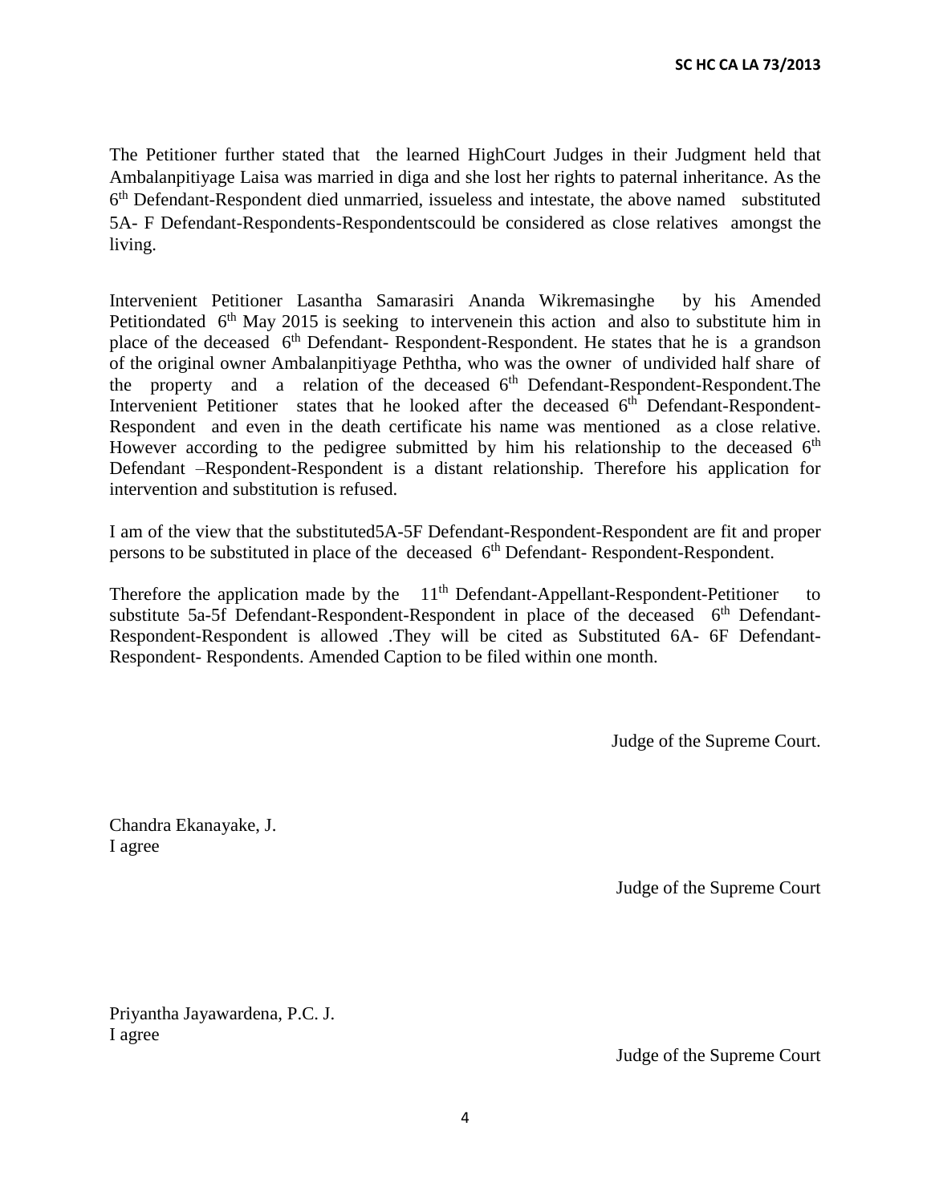The Petitioner further stated that the learned HighCourt Judges in their Judgment held that Ambalanpitiyage Laisa was married in diga and she lost her rights to paternal inheritance. As the 6th Defendant-Respondent died unmarried, issueless and intestate, the above named substituted 5A- F Defendant-Respondents-Respondentscould be considered as close relatives amongst the living.

Intervenient Petitioner Lasantha Samarasiri Ananda Wikremasinghe by his Amended Petitiondated 6th May 2015 is seeking to intervenein this action and also to substitute him in place of the deceased 6th Defendant- Respondent-Respondent. He states that he is a grandson of the original owner Ambalanpitiyage Peththa, who was the owner of undivided half share of the property and a relation of the deceased 6th Defendant-Respondent-Respondent.The Intervenient Petitioner states that he looked after the deceased 6th Defendant-Respondent-Respondent and even in the death certificate his name was mentioned as a close relative. However according to the pedigree submitted by him his relationship to the deceased 6th Defendant –Respondent-Respondent is a distant relationship. Therefore his application for intervention and substitution is refused.

I am of the view that the substituted5A-5F Defendant-Respondent-Respondent are fit and proper persons to be substituted in place of the deceased 6th Defendant- Respondent-Respondent.

Therefore the application made by the 11th Defendant-Appellant-Respondent-Petitioner to substitute 5a-5f Defendant-Respondent-Respondent in place of the deceased 6th Defendant-Respondent-Respondent is allowed .They will be cited as Substituted 6A- 6F Defendant-Respondent- Respondents. Amended Caption to be filed within one month.

Judge of the Supreme Court.

Chandra Ekanayake, J.
I agree

Judge of the Supreme Court

Priyantha Jayawardena, P.C. J.
I agree

Judge of the Supreme Court